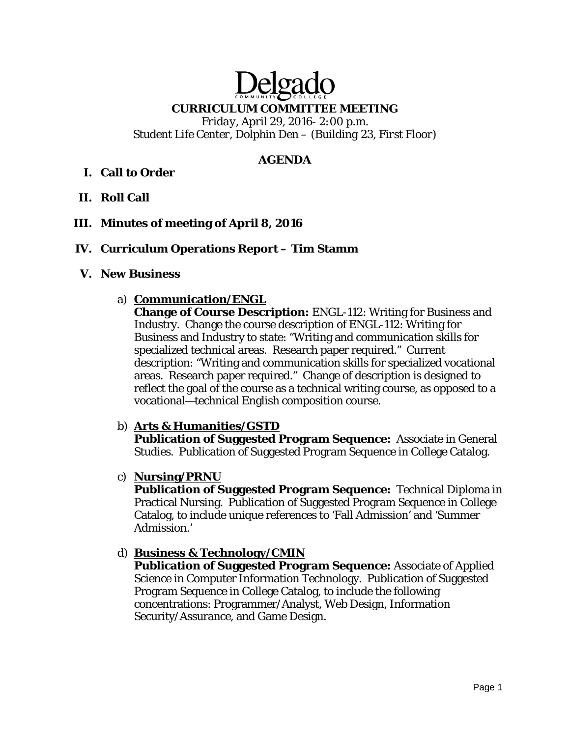# Delgado

COMMUNITY COLLEGE

## CURRICULUM COMMITTEE MEETING

Friday, April 29, 2016- 2:00 p.m.
Student Life Center, Dolphin Den – (Building 23, First Floor)

## AGENDA

**I. Call to Order**

**II. Roll Call**

**III. Minutes of meeting of April 8, 2016**

**IV. Curriculum Operations Report – Tim Stamm**

**V. New Business**

a) **Communication/ENGL**
**Change of Course Description:** ENGL-112: Writing for Business and Industry. Change the course description of ENGL-112: Writing for Business and Industry to state: "Writing and communication skills for specialized technical areas. Research paper required." Current description: "Writing and communication skills for specialized vocational areas. Research paper required." Change of description is designed to reflect the goal of the course as a technical writing course, as opposed to a vocational—technical English composition course.

b) **Arts & Humanities/GSTD**
**Publication of Suggested Program Sequence:** Associate in General Studies. Publication of Suggested Program Sequence in College Catalog.

c) **Nursing/PRNU**
**Publication of Suggested Program Sequence:** Technical Diploma in Practical Nursing. Publication of Suggested Program Sequence in College Catalog, to include unique references to 'Fall Admission' and 'Summer Admission.'

d) **Business & Technology/CMIN**
**Publication of Suggested Program Sequence:** Associate of Applied Science in Computer Information Technology. Publication of Suggested Program Sequence in College Catalog, to include the following concentrations: Programmer/Analyst, Web Design, Information Security/Assurance, and Game Design.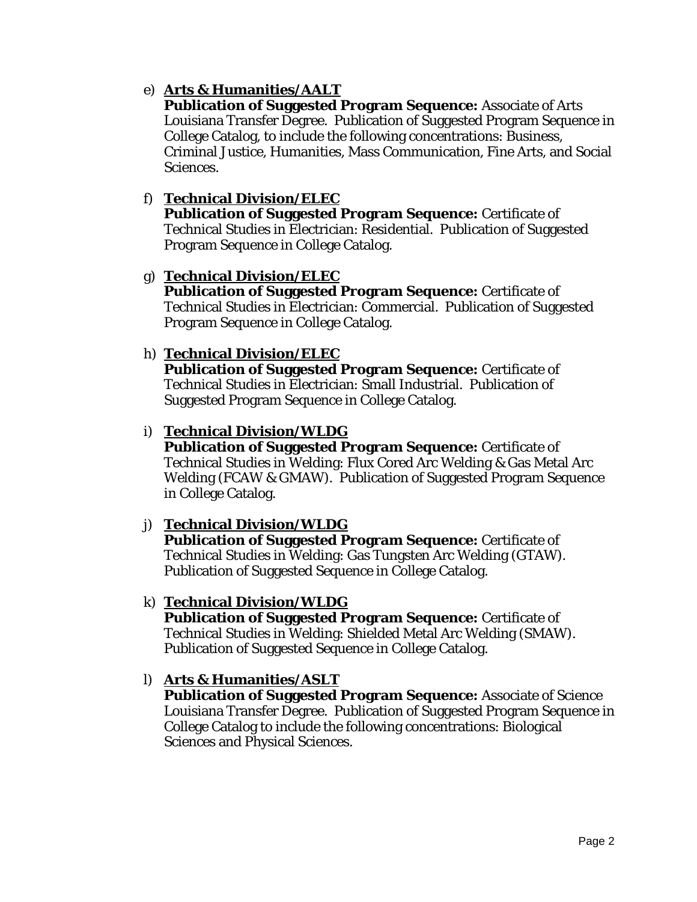e) **Arts & Humanities/AALT**
   **Publication of Suggested Program Sequence:** Associate of Arts Louisiana Transfer Degree. Publication of Suggested Program Sequence in College Catalog, to include the following concentrations: Business, Criminal Justice, Humanities, Mass Communication, Fine Arts, and Social Sciences.

f) **Technical Division/ELEC**
   **Publication of Suggested Program Sequence:** Certificate of Technical Studies in Electrician: Residential. Publication of Suggested Program Sequence in College Catalog.

g) **Technical Division/ELEC**
   **Publication of Suggested Program Sequence:** Certificate of Technical Studies in Electrician: Commercial. Publication of Suggested Program Sequence in College Catalog.

h) **Technical Division/ELEC**
   **Publication of Suggested Program Sequence:** Certificate of Technical Studies in Electrician: Small Industrial. Publication of Suggested Program Sequence in College Catalog.

i) **Technical Division/WLDG**
   **Publication of Suggested Program Sequence:** Certificate of Technical Studies in Welding: Flux Cored Arc Welding & Gas Metal Arc Welding (FCAW & GMAW). Publication of Suggested Program Sequence in College Catalog.

j) **Technical Division/WLDG**
   **Publication of Suggested Program Sequence:** Certificate of Technical Studies in Welding: Gas Tungsten Arc Welding (GTAW). Publication of Suggested Sequence in College Catalog.

k) **Technical Division/WLDG**
   **Publication of Suggested Program Sequence:** Certificate of Technical Studies in Welding: Shielded Metal Arc Welding (SMAW). Publication of Suggested Sequence in College Catalog.

l) **Arts & Humanities/ASLT**
   **Publication of Suggested Program Sequence:** Associate of Science Louisiana Transfer Degree. Publication of Suggested Program Sequence in College Catalog to include the following concentrations: Biological Sciences and Physical Sciences.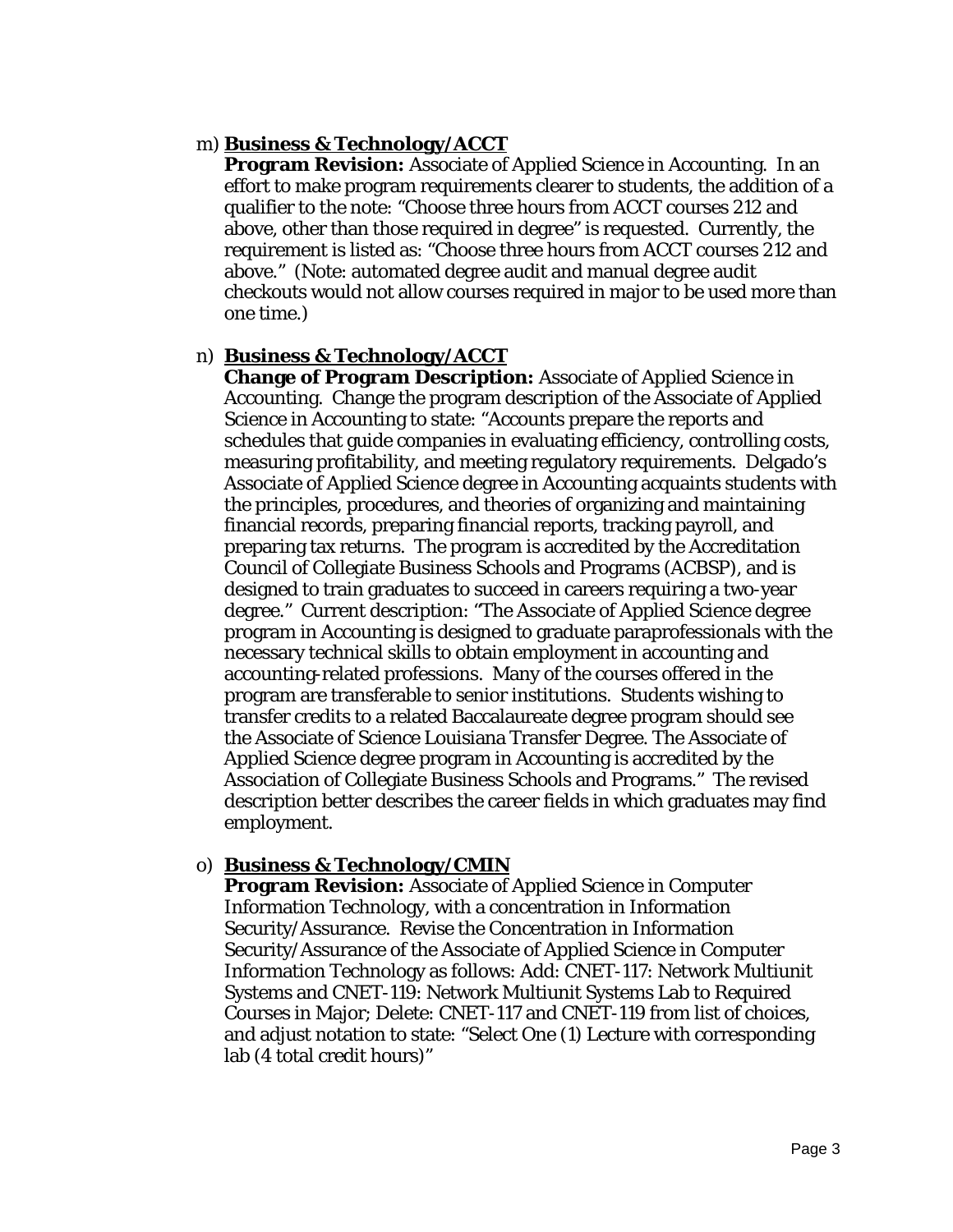m) **Business & Technology/ACCT**

**Program Revision:** Associate of Applied Science in Accounting. In an effort to make program requirements clearer to students, the addition of a qualifier to the note: "Choose three hours from ACCT courses 212 and above, other than those required in degree" is requested. Currently, the requirement is listed as: "Choose three hours from ACCT courses 212 and above." (Note: automated degree audit and manual degree audit checkouts would not allow courses required in major to be used more than one time.)

n) **Business & Technology/ACCT**

**Change of Program Description:** Associate of Applied Science in Accounting. Change the program description of the Associate of Applied Science in Accounting to state: "Accounts prepare the reports and schedules that guide companies in evaluating efficiency, controlling costs, measuring profitability, and meeting regulatory requirements. Delgado's Associate of Applied Science degree in Accounting acquaints students with the principles, procedures, and theories of organizing and maintaining financial records, preparing financial reports, tracking payroll, and preparing tax returns. The program is accredited by the Accreditation Council of Collegiate Business Schools and Programs (ACBSP), and is designed to train graduates to succeed in careers requiring a two-year degree." Current description: "The Associate of Applied Science degree program in Accounting is designed to graduate paraprofessionals with the necessary technical skills to obtain employment in accounting and accounting-related professions. Many of the courses offered in the program are transferable to senior institutions. Students wishing to transfer credits to a related Baccalaureate degree program should see the Associate of Science Louisiana Transfer Degree. The Associate of Applied Science degree program in Accounting is accredited by the Association of Collegiate Business Schools and Programs." The revised description better describes the career fields in which graduates may find employment.

o) **Business & Technology/CMIN**

**Program Revision:** Associate of Applied Science in Computer Information Technology, with a concentration in Information Security/Assurance. Revise the Concentration in Information Security/Assurance of the Associate of Applied Science in Computer Information Technology as follows: Add: CNET-117: Network Multiunit Systems and CNET-119: Network Multiunit Systems Lab to Required Courses in Major; Delete: CNET-117 and CNET-119 from list of choices, and adjust notation to state: "Select One (1) Lecture with corresponding lab (4 total credit hours)"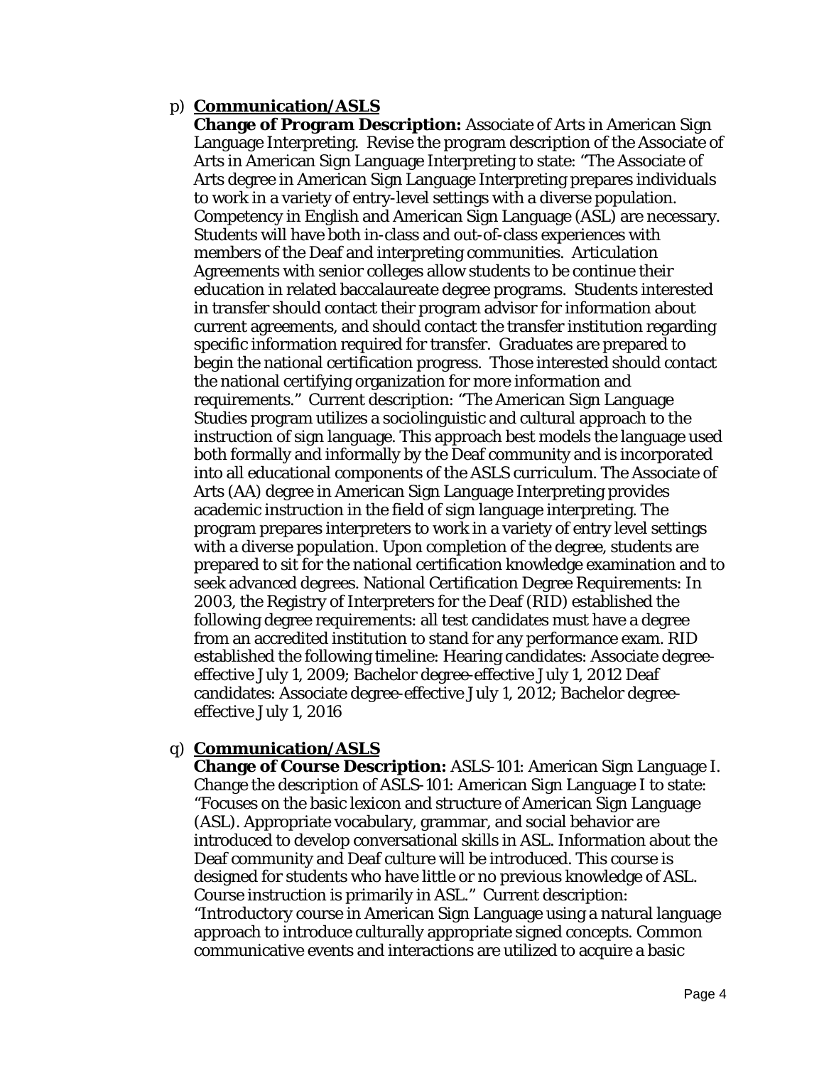p) **Communication/ASLS**

**Change of Program Description:** Associate of Arts in American Sign Language Interpreting. Revise the program description of the Associate of Arts in American Sign Language Interpreting to state: "The Associate of Arts degree in American Sign Language Interpreting prepares individuals to work in a variety of entry-level settings with a diverse population. Competency in English and American Sign Language (ASL) are necessary. Students will have both in-class and out-of-class experiences with members of the Deaf and interpreting communities. Articulation Agreements with senior colleges allow students to be continue their education in related baccalaureate degree programs. Students interested in transfer should contact their program advisor for information about current agreements, and should contact the transfer institution regarding specific information required for transfer. Graduates are prepared to begin the national certification progress. Those interested should contact the national certifying organization for more information and requirements." Current description: "The American Sign Language Studies program utilizes a sociolinguistic and cultural approach to the instruction of sign language. This approach best models the language used both formally and informally by the Deaf community and is incorporated into all educational components of the ASLS curriculum. The Associate of Arts (AA) degree in American Sign Language Interpreting provides academic instruction in the field of sign language interpreting. The program prepares interpreters to work in a variety of entry level settings with a diverse population. Upon completion of the degree, students are prepared to sit for the national certification knowledge examination and to seek advanced degrees. National Certification Degree Requirements: In 2003, the Registry of Interpreters for the Deaf (RID) established the following degree requirements: all test candidates must have a degree from an accredited institution to stand for any performance exam. RID established the following timeline: Hearing candidates: Associate degree-effective July 1, 2009; Bachelor degree-effective July 1, 2012 Deaf candidates: Associate degree-effective July 1, 2012; Bachelor degree-effective July 1, 2016

q) **Communication/ASLS**

**Change of Course Description:** ASLS-101: American Sign Language I. Change the description of ASLS-101: American Sign Language I to state: "Focuses on the basic lexicon and structure of American Sign Language (ASL). Appropriate vocabulary, grammar, and social behavior are introduced to develop conversational skills in ASL. Information about the Deaf community and Deaf culture will be introduced. This course is designed for students who have little or no previous knowledge of ASL. Course instruction is primarily in ASL." Current description: "Introductory course in American Sign Language using a natural language approach to introduce culturally appropriate signed concepts. Common communicative events and interactions are utilized to acquire a basic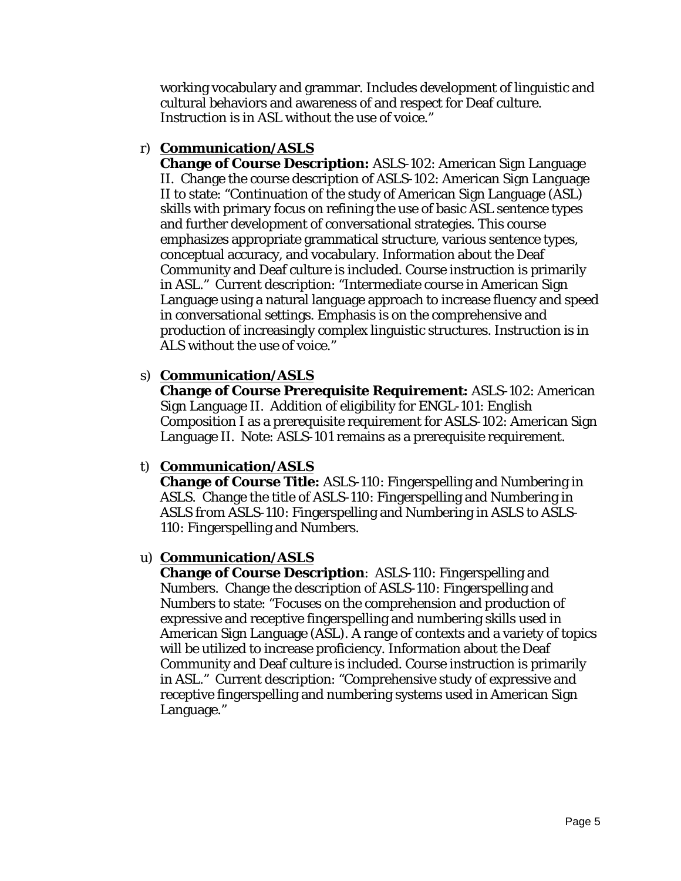working vocabulary and grammar. Includes development of linguistic and cultural behaviors and awareness of and respect for Deaf culture. Instruction is in ASL without the use of voice."

r) **Communication/ASLS**
   **Change of Course Description:** ASLS-102: American Sign Language II. Change the course description of ASLS-102: American Sign Language II to state: "Continuation of the study of American Sign Language (ASL) skills with primary focus on refining the use of basic ASL sentence types and further development of conversational strategies. This course emphasizes appropriate grammatical structure, various sentence types, conceptual accuracy, and vocabulary. Information about the Deaf Community and Deaf culture is included. Course instruction is primarily in ASL." Current description: "Intermediate course in American Sign Language using a natural language approach to increase fluency and speed in conversational settings. Emphasis is on the comprehensive and production of increasingly complex linguistic structures. Instruction is in ALS without the use of voice."

s) **Communication/ASLS**
   **Change of Course Prerequisite Requirement:** ASLS-102: American Sign Language II. Addition of eligibility for ENGL-101: English Composition I as a prerequisite requirement for ASLS-102: American Sign Language II. Note: ASLS-101 remains as a prerequisite requirement.

t) **Communication/ASLS**
   **Change of Course Title:** ASLS-110: Fingerspelling and Numbering in ASLS. Change the title of ASLS-110: Fingerspelling and Numbering in ASLS from ASLS-110: Fingerspelling and Numbering in ASLS to ASLS-110: Fingerspelling and Numbers.

u) **Communication/ASLS**
   **Change of Course Description**: ASLS-110: Fingerspelling and Numbers. Change the description of ASLS-110: Fingerspelling and Numbers to state: "Focuses on the comprehension and production of expressive and receptive fingerspelling and numbering skills used in American Sign Language (ASL). A range of contexts and a variety of topics will be utilized to increase proficiency. Information about the Deaf Community and Deaf culture is included. Course instruction is primarily in ASL." Current description: "Comprehensive study of expressive and receptive fingerspelling and numbering systems used in American Sign Language."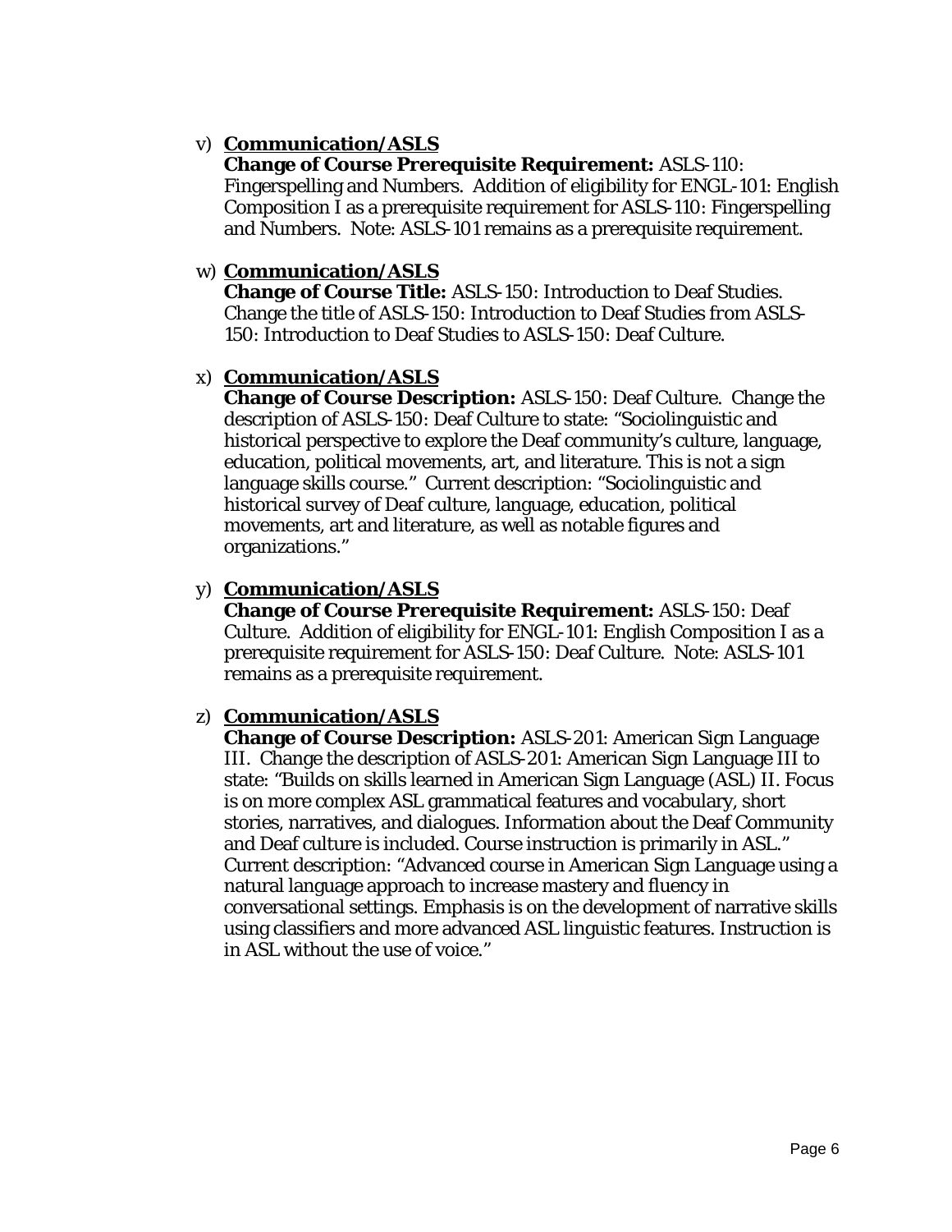v) **Communication/ASLS**
   **Change of Course Prerequisite Requirement:** ASLS-110: Fingerspelling and Numbers. Addition of eligibility for ENGL-101: English Composition I as a prerequisite requirement for ASLS-110: Fingerspelling and Numbers. Note: ASLS-101 remains as a prerequisite requirement.

w) **Communication/ASLS**
   **Change of Course Title:** ASLS-150: Introduction to Deaf Studies. Change the title of ASLS-150: Introduction to Deaf Studies from ASLS-150: Introduction to Deaf Studies to ASLS-150: Deaf Culture.

x) **Communication/ASLS**
   **Change of Course Description:** ASLS-150: Deaf Culture. Change the description of ASLS-150: Deaf Culture to state: "Sociolinguistic and historical perspective to explore the Deaf community's culture, language, education, political movements, art, and literature. This is not a sign language skills course." Current description: "Sociolinguistic and historical survey of Deaf culture, language, education, political movements, art and literature, as well as notable figures and organizations."

y) **Communication/ASLS**
   **Change of Course Prerequisite Requirement:** ASLS-150: Deaf Culture. Addition of eligibility for ENGL-101: English Composition I as a prerequisite requirement for ASLS-150: Deaf Culture. Note: ASLS-101 remains as a prerequisite requirement.

z) **Communication/ASLS**
   **Change of Course Description:** ASLS-201: American Sign Language III. Change the description of ASLS-201: American Sign Language III to state: "Builds on skills learned in American Sign Language (ASL) II. Focus is on more complex ASL grammatical features and vocabulary, short stories, narratives, and dialogues. Information about the Deaf Community and Deaf culture is included. Course instruction is primarily in ASL." Current description: "Advanced course in American Sign Language using a natural language approach to increase mastery and fluency in conversational settings. Emphasis is on the development of narrative skills using classifiers and more advanced ASL linguistic features. Instruction is in ASL without the use of voice."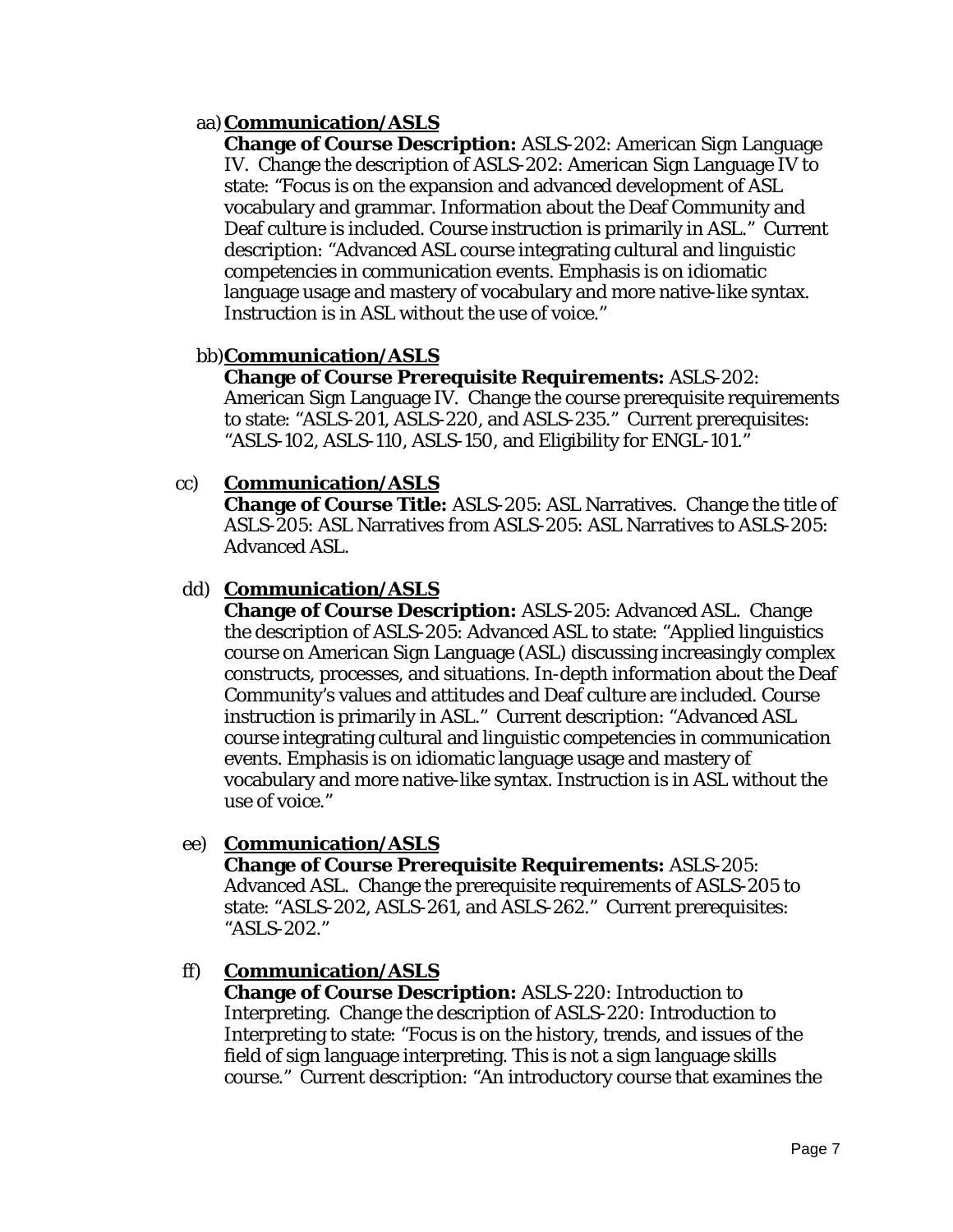aa) **<u>Communication/ASLS</u>**

**Change of Course Description:** ASLS-202: American Sign Language IV. Change the description of ASLS-202: American Sign Language IV to state: "Focus is on the expansion and advanced development of ASL vocabulary and grammar. Information about the Deaf Community and Deaf culture is included. Course instruction is primarily in ASL." Current description: "Advanced ASL course integrating cultural and linguistic competencies in communication events. Emphasis is on idiomatic language usage and mastery of vocabulary and more native-like syntax. Instruction is in ASL without the use of voice."

bb) **<u>Communication/ASLS</u>**

**Change of Course Prerequisite Requirements:** ASLS-202: American Sign Language IV. Change the course prerequisite requirements to state: "ASLS-201, ASLS-220, and ASLS-235." Current prerequisites: "ASLS-102, ASLS-110, ASLS-150, and Eligibility for ENGL-101."

cc) **<u>Communication/ASLS</u>**

**Change of Course Title:** ASLS-205: ASL Narratives. Change the title of ASLS-205: ASL Narratives from ASLS-205: ASL Narratives to ASLS-205: Advanced ASL.

dd) **<u>Communication/ASLS</u>**

**Change of Course Description:** ASLS-205: Advanced ASL. Change the description of ASLS-205: Advanced ASL to state: "Applied linguistics course on American Sign Language (ASL) discussing increasingly complex constructs, processes, and situations. In-depth information about the Deaf Community's values and attitudes and Deaf culture are included. Course instruction is primarily in ASL." Current description: "Advanced ASL course integrating cultural and linguistic competencies in communication events. Emphasis is on idiomatic language usage and mastery of vocabulary and more native-like syntax. Instruction is in ASL without the use of voice."

ee) **<u>Communication/ASLS</u>**

**Change of Course Prerequisite Requirements:** ASLS-205: Advanced ASL. Change the prerequisite requirements of ASLS-205 to state: "ASLS-202, ASLS-261, and ASLS-262." Current prerequisites: "ASLS-202."

ff) **<u>Communication/ASLS</u>**

**Change of Course Description:** ASLS-220: Introduction to Interpreting. Change the description of ASLS-220: Introduction to Interpreting to state: "Focus is on the history, trends, and issues of the field of sign language interpreting. This is not a sign language skills course." Current description: "An introductory course that examines the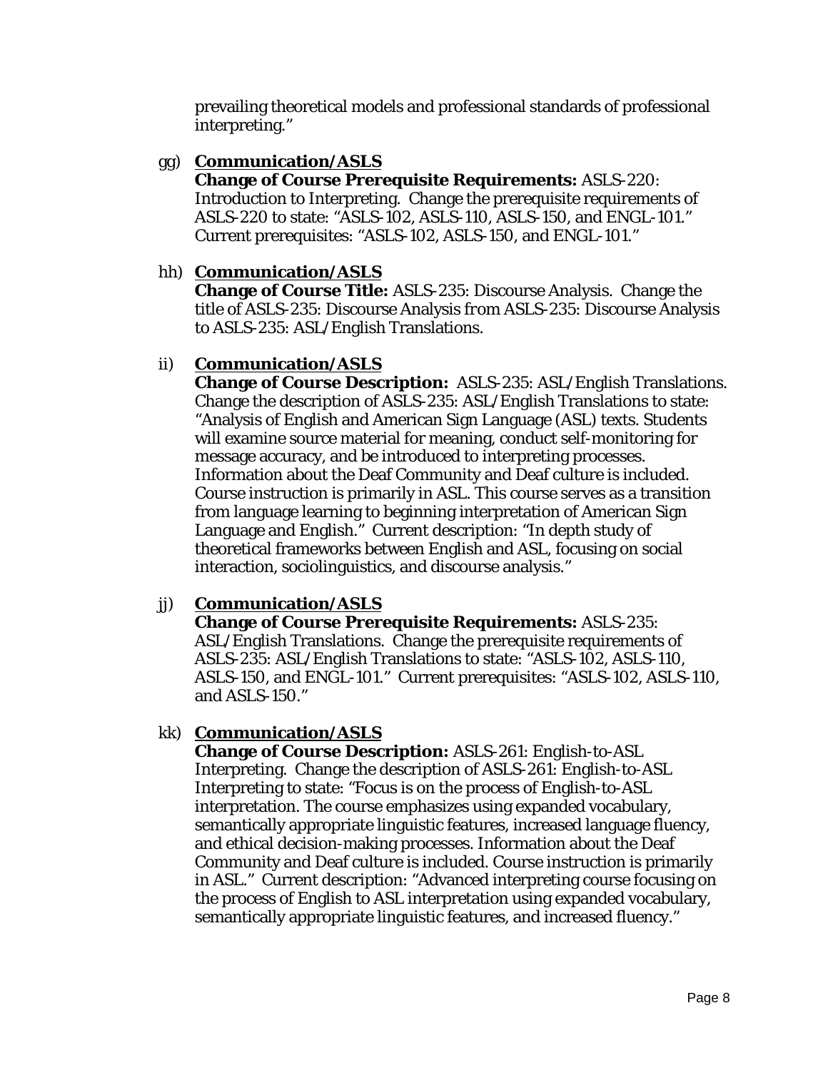prevailing theoretical models and professional standards of professional interpreting."

gg) **Communication/ASLS**
**Change of Course Prerequisite Requirements:** ASLS-220: Introduction to Interpreting. Change the prerequisite requirements of ASLS-220 to state: "ASLS-102, ASLS-110, ASLS-150, and ENGL-101." Current prerequisites: "ASLS-102, ASLS-150, and ENGL-101."

hh) **Communication/ASLS**
**Change of Course Title:** ASLS-235: Discourse Analysis. Change the title of ASLS-235: Discourse Analysis *from* ASLS-235: Discourse Analysis to ASLS-235: ASL/English Translations.

ii) **Communication/ASLS**
**Change of Course Description:** ASLS-235: ASL/English Translations. Change the description of ASLS-235: ASL/English Translations to state: "Analysis of English and American Sign Language (ASL) texts. Students will examine source material for meaning, conduct self-monitoring for message accuracy, and be introduced to interpreting processes. Information about the Deaf Community and Deaf culture is included. Course instruction is primarily in ASL. This course serves as a transition from language learning to beginning interpretation of American Sign Language and English." Current description: "In depth study of theoretical frameworks between English and ASL, focusing on social interaction, sociolinguistics, and discourse analysis."

jj) **Communication/ASLS**
**Change of Course Prerequisite Requirements:** ASLS-235: ASL/English Translations. Change the prerequisite requirements of ASLS-235: ASL/English Translations to state: "ASLS-102, ASLS-110, ASLS-150, and ENGL-101." Current prerequisites: "ASLS-102, ASLS-110, and ASLS-150."

kk) **Communication/ASLS**
**Change of Course Description:** ASLS-261: English-to-ASL Interpreting. Change the description of ASLS-261: English-to-ASL Interpreting to state: "Focus is on the process of English-to-ASL interpretation. The course emphasizes using expanded vocabulary, semantically appropriate linguistic features, increased language fluency, and ethical decision-making processes. Information about the Deaf Community and Deaf culture is included. Course instruction is primarily in ASL." Current description: "Advanced interpreting course focusing on the process of English to ASL interpretation using expanded vocabulary, semantically appropriate linguistic features, and increased fluency."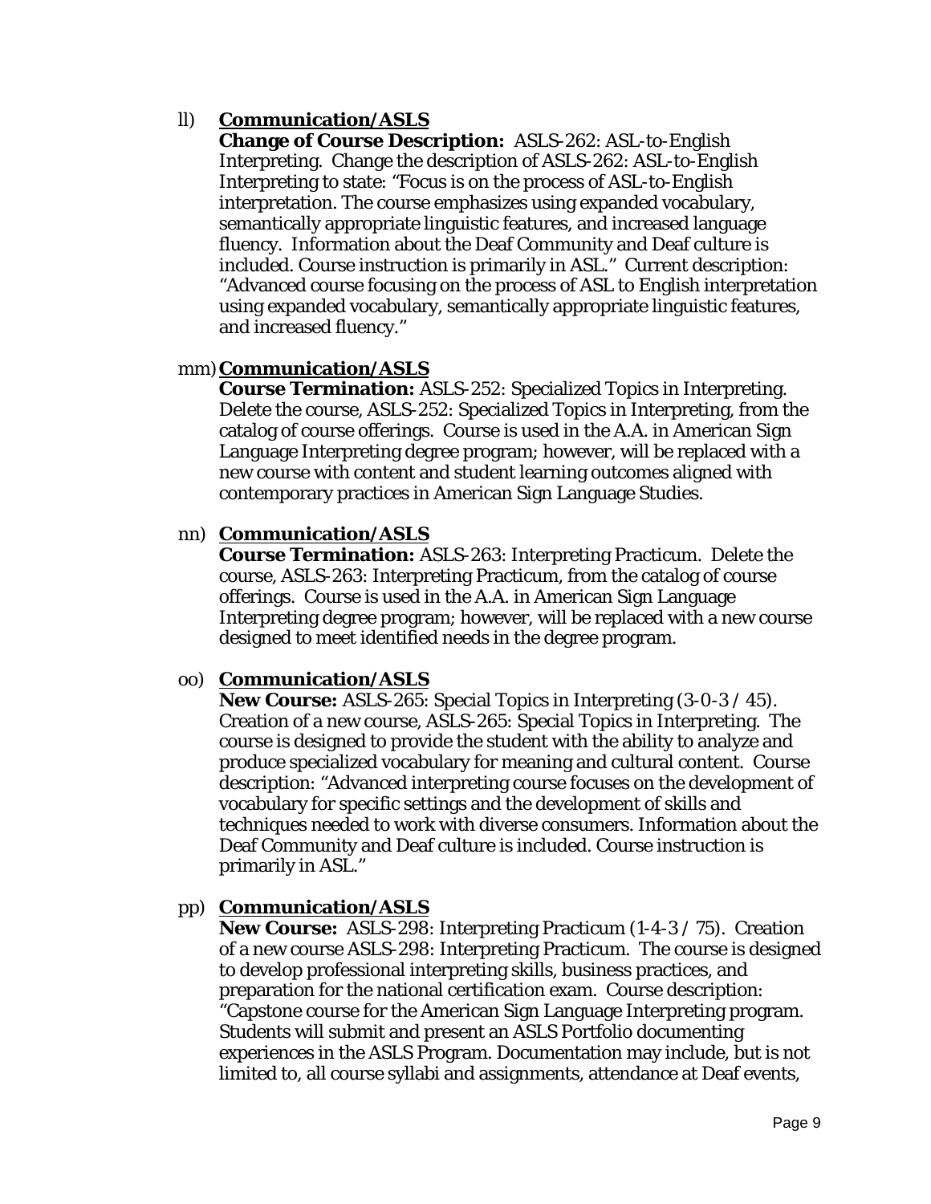ll) **Communication/ASLS**
**Change of Course Description:** ASLS-262: ASL-to-English Interpreting. Change the description of ASLS-262: ASL-to-English Interpreting to state: "Focus is on the process of ASL-to-English interpretation. The course emphasizes using expanded vocabulary, semantically appropriate linguistic features, and increased language fluency. Information about the Deaf Community and Deaf culture is included. Course instruction is primarily in ASL." Current description: "Advanced course focusing on the process of ASL to English interpretation using expanded vocabulary, semantically appropriate linguistic features, and increased fluency."

mm) **Communication/ASLS**
**Course Termination:** ASLS-252: Specialized Topics in Interpreting. Delete the course, ASLS-252: Specialized Topics in Interpreting, from the catalog of course offerings. Course is used in the A.A. in American Sign Language Interpreting degree program; however, will be replaced with a new course with content and student learning outcomes aligned with contemporary practices in American Sign Language Studies.

nn) **Communication/ASLS**
**Course Termination:** ASLS-263: Interpreting Practicum. Delete the course, ASLS-263: Interpreting Practicum, from the catalog of course offerings. Course is used in the A.A. in American Sign Language Interpreting degree program; however, will be replaced with a new course designed to meet identified needs in the degree program.

oo) **Communication/ASLS**
**New Course:** ASLS-265: Special Topics in Interpreting (3-0-3 / 45). Creation of a new course, ASLS-265: Special Topics in Interpreting. The course is designed to provide the student with the ability to analyze and produce specialized vocabulary for meaning and cultural content. Course description: "Advanced interpreting course focuses on the development of vocabulary for specific settings and the development of skills and techniques needed to work with diverse consumers. Information about the Deaf Community and Deaf culture is included. Course instruction is primarily in ASL."

pp) **Communication/ASLS**
**New Course:** ASLS-298: Interpreting Practicum (1-4-3 / 75). Creation of a new course ASLS-298: Interpreting Practicum. The course is designed to develop professional interpreting skills, business practices, and preparation for the national certification exam. Course description: "Capstone course for the American Sign Language Interpreting program. Students will submit and present an ASLS Portfolio documenting experiences in the ASLS Program. Documentation may include, but is not limited to, all course syllabi and assignments, attendance at Deaf events,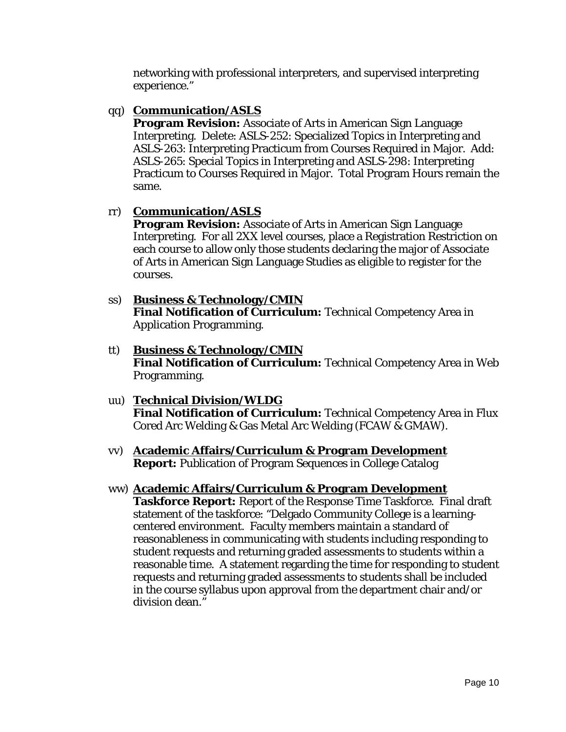networking with professional interpreters, and supervised interpreting experience."

qq) **Communication/ASLS**
**Program Revision:** Associate of Arts in American Sign Language Interpreting. Delete: ASLS-252: Specialized Topics in Interpreting and ASLS-263: Interpreting Practicum from Courses Required in Major. Add: ASLS-265: Special Topics in Interpreting and ASLS-298: Interpreting Practicum to Courses Required in Major. Total Program Hours remain the same.

rr) **Communication/ASLS**
**Program Revision:** Associate of Arts in American Sign Language Interpreting. For all 2XX level courses, place a Registration Restriction on each course to allow only those students declaring the major of Associate of Arts in American Sign Language Studies as eligible to register for the courses.

ss) **Business & Technology/CMIN**
**Final Notification of Curriculum:** Technical Competency Area in Application Programming.

tt) **Business & Technology/CMIN**
**Final Notification of Curriculum:** Technical Competency Area in Web Programming.

uu) **Technical Division/WLDG**
**Final Notification of Curriculum:** Technical Competency Area in Flux Cored Arc Welding & Gas Metal Arc Welding (FCAW & GMAW).

vv) **Academic Affairs/Curriculum & Program Development**
**Report:** Publication of Program Sequences in College Catalog

ww) **Academic Affairs/Curriculum & Program Development**
**Taskforce Report:** Report of the Response Time Taskforce. Final draft statement of the taskforce: "Delgado Community College is a learning-centered environment. Faculty members maintain a standard of reasonableness in communicating with students including responding to student requests and returning graded assessments to students within a reasonable time. A statement regarding the time for responding to student requests and returning graded assessments to students shall be included in the course syllabus upon approval from the department chair and/or division dean."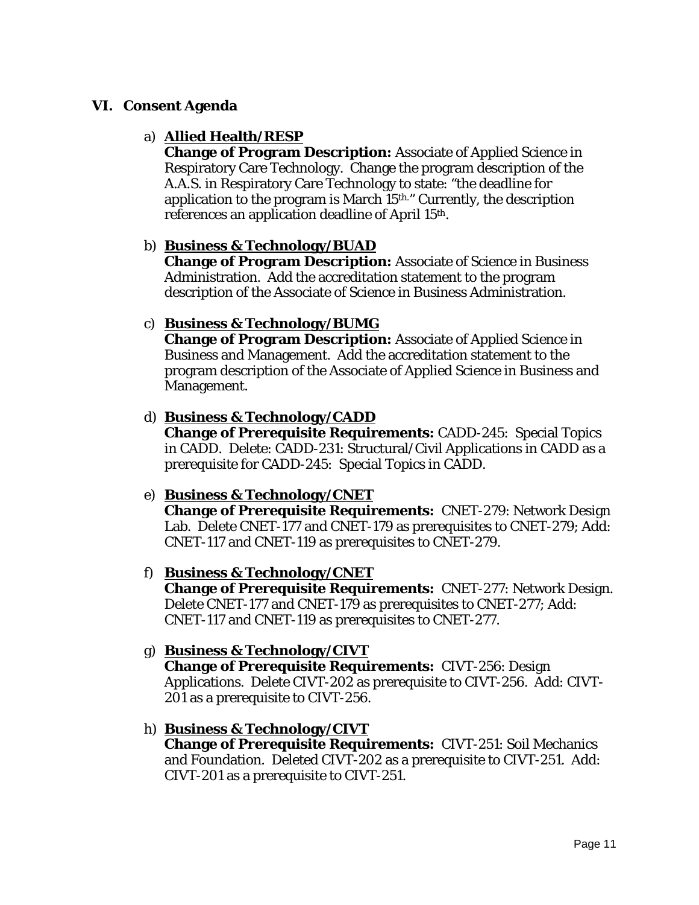## VI. Consent Agenda

a) **Allied Health/RESP**
**Change of Program Description:** Associate of Applied Science in Respiratory Care Technology. Change the program description of the A.A.S. in Respiratory Care Technology to state: "the deadline for application to the program is March 15th." Currently, the description references an application deadline of April 15th.

b) **Business & Technology/BUAD**
**Change of Program Description:** Associate of Science in Business Administration. Add the accreditation statement to the program description of the Associate of Science in Business Administration.

c) **Business & Technology/BUMG**
**Change of Program Description:** Associate of Applied Science in Business and Management. Add the accreditation statement to the program description of the Associate of Applied Science in Business and Management.

d) **Business & Technology/CADD**
**Change of Prerequisite Requirements:** CADD-245: Special Topics in CADD. Delete: CADD-231: Structural/Civil Applications in CADD as a prerequisite for CADD-245: Special Topics in CADD.

e) **Business & Technology/CNET**
**Change of Prerequisite Requirements:** CNET-279: Network Design Lab. Delete CNET-177 and CNET-179 as prerequisites to CNET-279; Add: CNET-117 and CNET-119 as prerequisites to CNET-279.

f) **Business & Technology/CNET**
**Change of Prerequisite Requirements:** CNET-277: Network Design. Delete CNET-177 and CNET-179 as prerequisites to CNET-277; Add: CNET-117 and CNET-119 as prerequisites to CNET-277.

g) **Business & Technology/CIVT**
**Change of Prerequisite Requirements:** CIVT-256: Design Applications. Delete CIVT-202 as prerequisite to CIVT-256. Add: CIVT-201 as a prerequisite to CIVT-256.

h) **Business & Technology/CIVT**
**Change of Prerequisite Requirements:** CIVT-251: Soil Mechanics and Foundation. Deleted CIVT-202 as a prerequisite to CIVT-251. Add: CIVT-201 as a prerequisite to CIVT-251.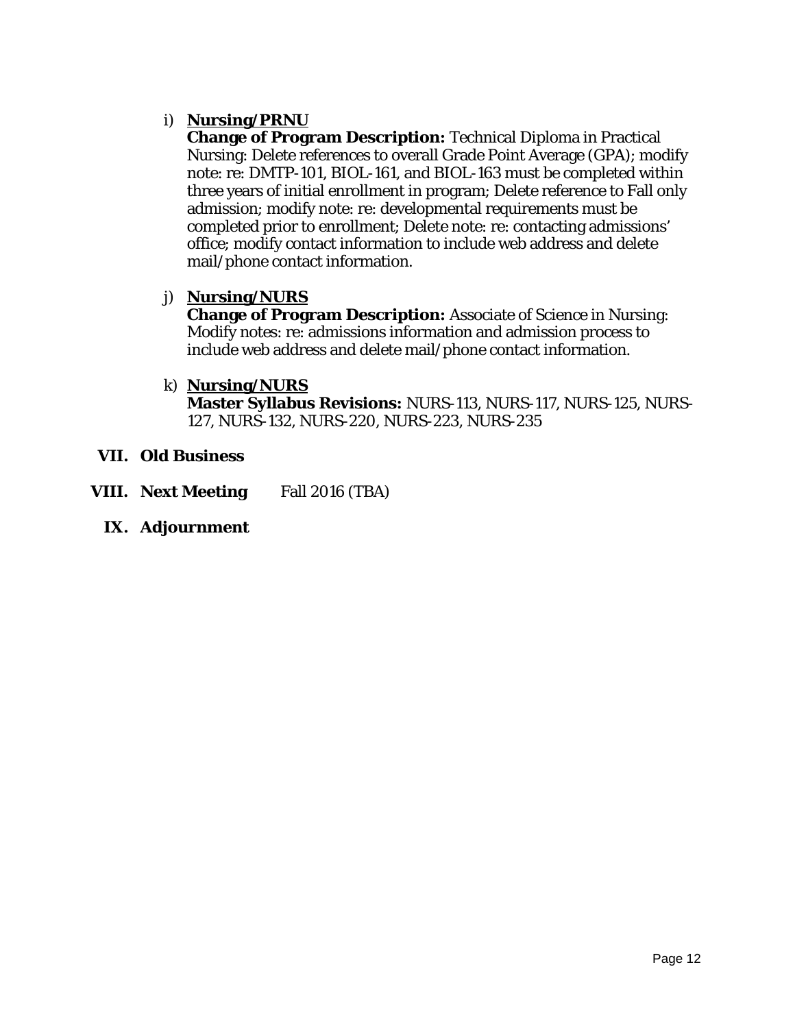i) **<u>Nursing/PRNU</u>**
   **Change of Program Description:** Technical Diploma in Practical Nursing: Delete references to overall Grade Point Average (GPA); modify note: re: DMTP-101, BIOL-161, and BIOL-163 must be completed within three years of initial enrollment in program; Delete reference to Fall only admission; modify note: re: developmental requirements must be completed prior to enrollment; Delete note: re: contacting admissions' office; modify contact information to include web address and delete mail/phone contact information.

j) **<u>Nursing/NURS</u>**
   **Change of Program Description:** Associate of Science in Nursing: Modify notes: re: admissions information and admission process to include web address and delete mail/phone contact information.

k) **<u>Nursing/NURS</u>**
   **Master Syllabus Revisions:** NURS-113, NURS-117, NURS-125, NURS-127, NURS-132, NURS-220, NURS-223, NURS-235

**VII. Old Business**

**VIII. Next Meeting** Fall 2016 (TBA)

**IX. Adjournment**